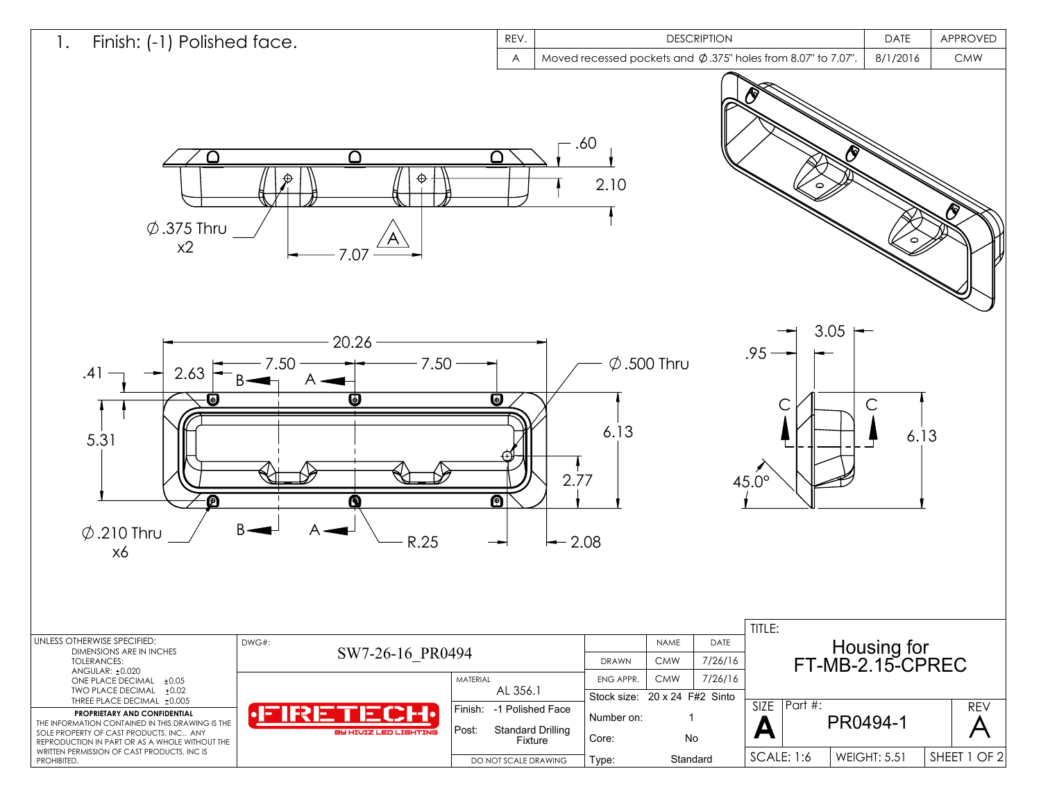1. Finish: (-1) Polished face.

| REV. | DESCRIPTION | DATE | APPROVED |
|---|---|---|---|
| A | Moved recessed pockets and Ø.375" holes from 8.07" to 7.07". | 8/1/2016 | CMW |

.60

2.10

Ø.375 Thru x2

A

7.07

20.26

.41

2.63

7.50

7.50

B

A

Ø.500 Thru

5.31

6.13

2.77

Ø.210 Thru x6

B

A

R.25

2.08

3.05

.95

C

C

6.13

45.0°

UNLESS OTHERWISE SPECIFIED:
DIMENSIONS ARE IN INCHES
TOLERANCES:
ANGULAR: ±0.020
ONE PLACE DECIMAL ±0.05
TWO PLACE DECIMAL ±0.02
THREE PLACE DECIMAL ±0.005

**PROPRIETARY AND CONFIDENTIAL**
THE INFORMATION CONTAINED IN THIS DRAWING IS THE SOLE PROPERTY OF CAST PRODUCTS, INC.. ANY REPRODUCTION IN PART OR AS A WHOLE WITHOUT THE WRITTEN PERMISSION OF CAST PRODUCTS, INC IS PROHIBITED.

DWG#: SW7-26-16_PR0494

FIRETECH BY HIVIZ LED LIGHTING

MATERIAL: AL 356.1

Finish: -1 Polished Face

Post: Standard Drilling Fixture

DO NOT SCALE DRAWING

| | NAME | DATE |
|---|---|---|
| DRAWN | CMW | 7/26/16 |
| ENG APPR. | CMW | 7/26/16 |

Stock size: 20 x 24 F#2 Sinto

Number on: 1

Core: No

Type: Standard

TITLE: Housing for FT-MB-2.15-CPREC

SIZE: A

Part #: PR0494-1

REV: A

SCALE: 1:6

WEIGHT: 5.51

SHEET 1 OF 2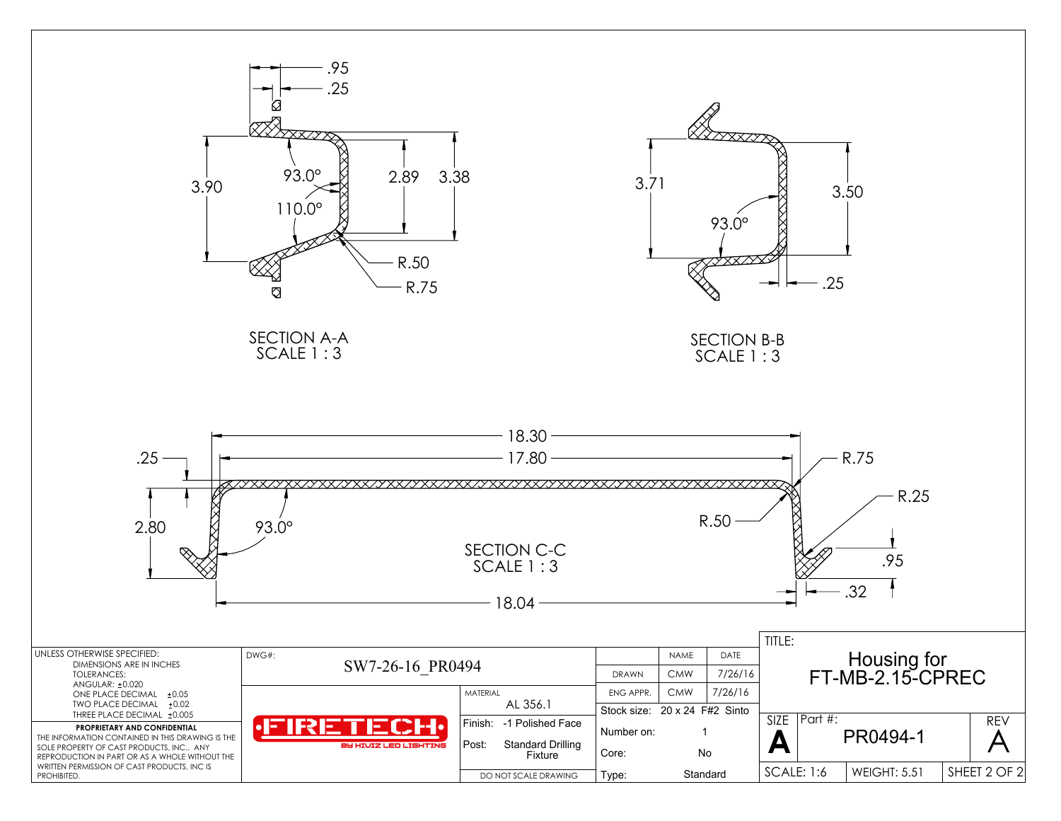.95
.25

3.90
93.0°
110.0°
2.89
3.38
R.50
R.75

SECTION A-A
SCALE 1 : 3

3.71
93.0°
3.50
.25

SECTION B-B
SCALE 1 : 3

18.30
17.80
.25
R.75
R.25
2.80
93.0°
R.50
.95
.32
18.04

SECTION C-C
SCALE 1 : 3

UNLESS OTHERWISE SPECIFIED:
DIMENSIONS ARE IN INCHES
TOLERANCES:
ANGULAR: ±0.020
ONE PLACE DECIMAL ±0.05
TWO PLACE DECIMAL ±0.02
THREE PLACE DECIMAL ±0.005

**PROPRIETARY AND CONFIDENTIAL**
THE INFORMATION CONTAINED IN THIS DRAWING IS THE SOLE PROPERTY OF CAST PRODUCTS, INC.. ANY REPRODUCTION IN PART OR AS A WHOLE WITHOUT THE WRITTEN PERMISSION OF CAST PRODUCTS, INC IS PROHIBITED.

DWG#: SW7-26-16_PR0494

FIRETECH
BY HIVIZ LED LIGHTING

MATERIAL: AL 356.1
Finish: -1 Polished Face
Post: Standard Drilling Fixture
DO NOT SCALE DRAWING

| | NAME | DATE |
|---|---|---|
| DRAWN | CMW | 7/26/16 |
| ENG APPR. | CMW | 7/26/16 |

Stock size: 20 x 24 F#2 Sinto
Number on: 1
Core: No
Type: Standard

TITLE: Housing for FT-MB-2.15-CPREC

SIZE: A
Part #: PR0494-1
REV: A
SCALE: 1:6
WEIGHT: 5.51
SHEET 2 OF 2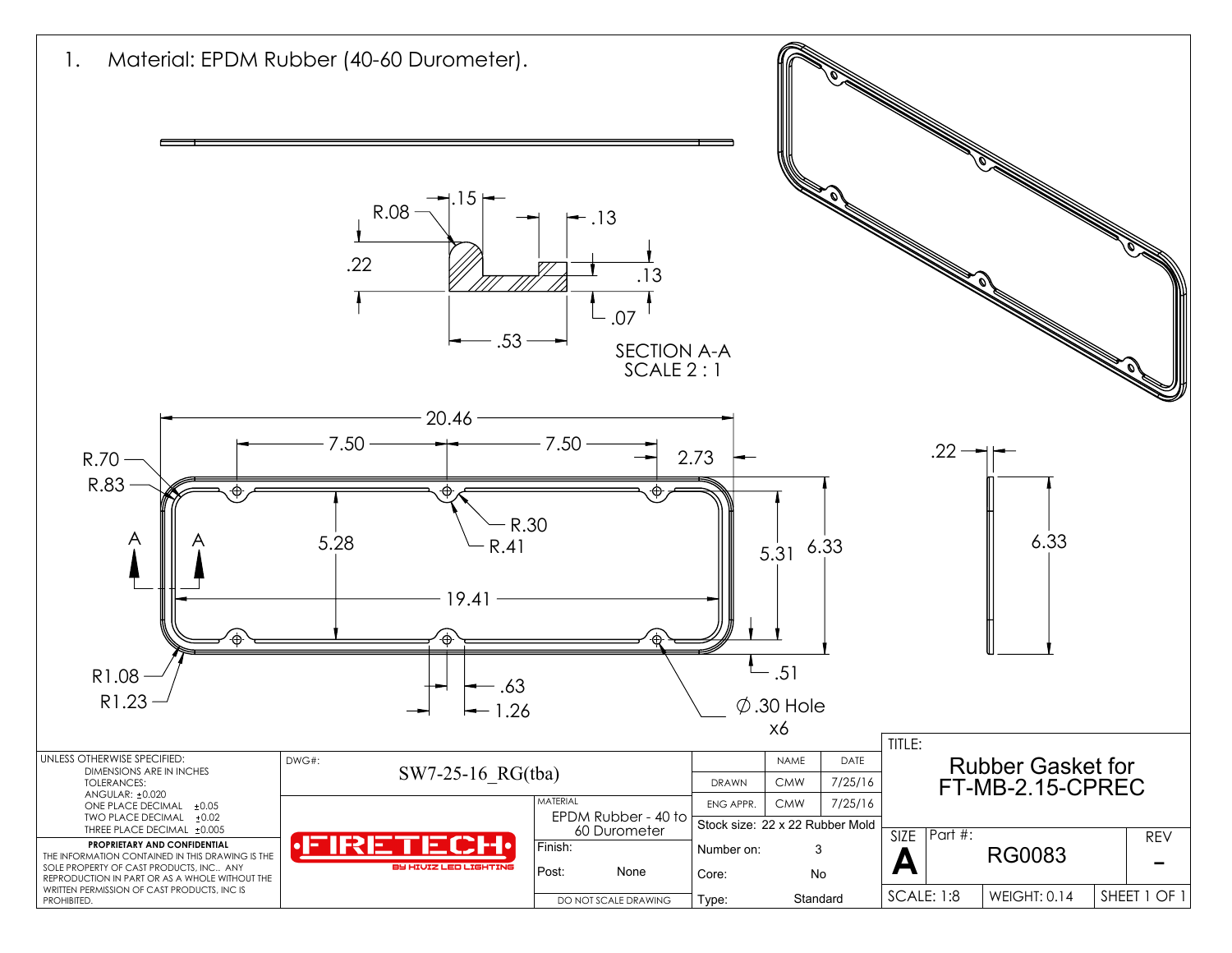1. Material: EPDM Rubber (40-60 Durometer).

SECTION A-A
SCALE 2 : 1

R.08, .15, .13, .22, .13, .07, .53

20.46, 7.50, 7.50, 2.73, R.70, R.83, R.30, R.41, 5.28, 19.41, 5.31, 6.33, R1.08, R1.23, .63, 1.26, .51, ∅.30 Hole x6, .22, 6.33, A, A

| UNLESS OTHERWISE SPECIFIED: DIMENSIONS ARE IN INCHES TOLERANCES: ANGULAR: ±0.020 ONE PLACE DECIMAL ±0.05 TWO PLACE DECIMAL ±0.02 THREE PLACE DECIMAL ±0.005 | DWG#: SW7-25-16_RG(tba) | | NAME | DATE | TITLE: Rubber Gasket for FT-MB-2.15-CPREC |
|---|---|---|---|---|---|
| | | DRAWN | CMW | 7/25/16 | |
| | MATERIAL: EPDM Rubber - 40 to 60 Durometer | ENG APPR. | CMW | 7/25/16 | |
| **PROPRIETARY AND CONFIDENTIAL** THE INFORMATION CONTAINED IN THIS DRAWING IS THE SOLE PROPERTY OF CAST PRODUCTS, INC.. ANY REPRODUCTION IN PART OR AS A WHOLE WITHOUT THE WRITTEN PERMISSION OF CAST PRODUCTS, INC IS PROHIBITED. | FIRETECH BY HIVIZ LED LIGHTING | Stock size: 22 x 22 Rubber Mold | | | SIZE: A / Part #: RG0083 / REV: – |
| | Finish: | Number on: | 3 | | |
| | Post: None | Core: | No | | |
| | DO NOT SCALE DRAWING | Type: | Standard | | SCALE: 1:8 / WEIGHT: 0.14 / SHEET 1 OF 1 |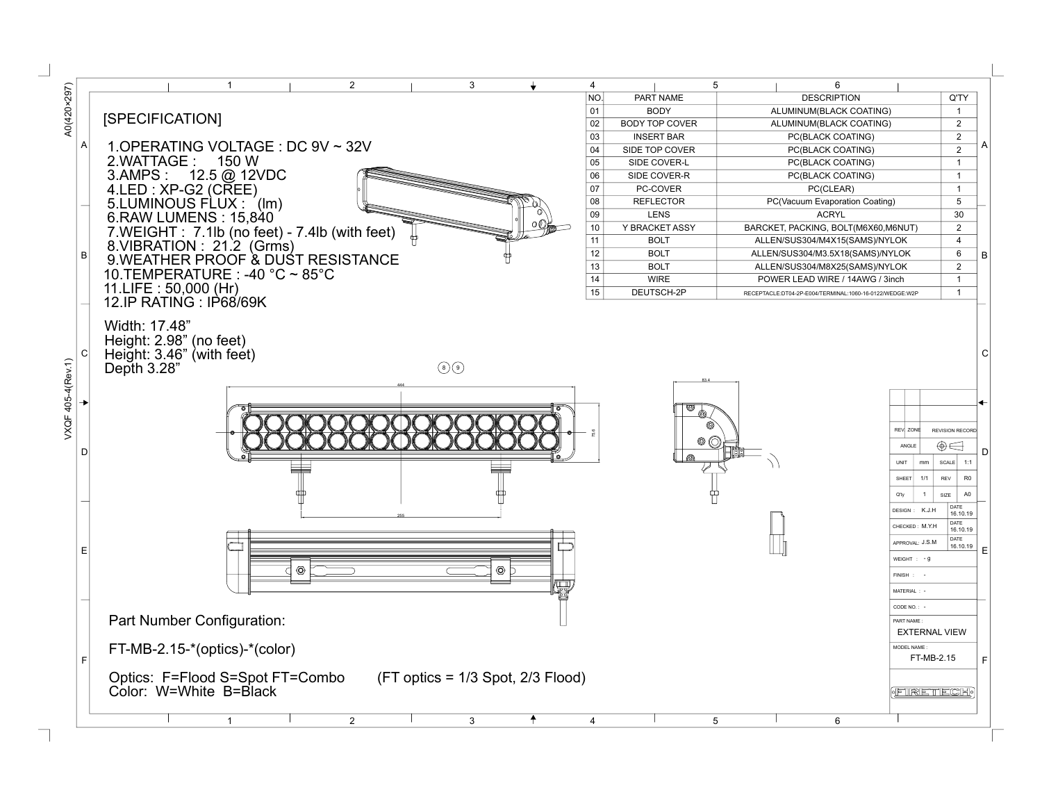[SPECIFICATION]

1.OPERATING VOLTAGE : DC 9V ~ 32V
2.WATTAGE : 150 W
3.AMPS : 12.5 @ 12VDC
4.LED : XP-G2 (CREE)
5.LUMINOUS FLUX : (lm)
6.RAW LUMENS : 15,840
7.WEIGHT : 7.1lb (no feet) - 7.4lb (with feet)
8.VIBRATION : 21.2 (Grms)
9.WEATHER PROOF & DUST RESISTANCE
10.TEMPERATURE : -40 °C ~ 85°C
11.LIFE : 50,000 (Hr)
12.IP RATING : IP68/69K

Width: 17.48”
Height: 2.98” (no feet)
Height: 3.46” (with feet)
Depth 3.28”

| NO. | PART NAME | DESCRIPTION | Q'TY |
|---|---|---|---|
| 01 | BODY | ALUMINUM(BLACK COATING) | 1 |
| 02 | BODY TOP COVER | ALUMINUM(BLACK COATING) | 2 |
| 03 | INSERT BAR | PC(BLACK COATING) | 2 |
| 04 | SIDE TOP COVER | PC(BLACK COATING) | 2 |
| 05 | SIDE COVER-L | PC(BLACK COATING) | 1 |
| 06 | SIDE COVER-R | PC(BLACK COATING) | 1 |
| 07 | PC-COVER | PC(CLEAR) | 1 |
| 08 | REFLECTOR | PC(Vacuum Evaporation Coating) | 5 |
| 09 | LENS | ACRYL | 30 |
| 10 | Y BRACKET ASSY | BARCKET, PACKING, BOLT(M6X60,M6NUT) | 2 |
| 11 | BOLT | ALLEN/SUS304/M4X15(SAMS)/NYLOK | 4 |
| 12 | BOLT | ALLEN/SUS304/M3.5X18(SAMS)/NYLOK | 6 |
| 13 | BOLT | ALLEN/SUS304/M8X25(SAMS)/NYLOK | 2 |
| 14 | WIRE | POWER LEAD WIRE / 14AWG / 3inch | 1 |
| 15 | DEUTSCH-2P | RECEPTACLE:DT04-2P-E004/TERMINAL:1060-16-0122/WEDGE:W2P | 1 |

444

75.6

255

83.4

| | | | |
|---|---|---|---|
| UNIT | mm | SCALE | 1:1 |
| SHEET | 1/1 | REV | R0 |
| Q'ty | 1 | SIZE | A0 |
| DESIGN : K.J.H | | DATE 16.10.19 | |
| CHECKED : M.Y.H | | DATE 16.10.19 | |
| APPROVAL: J.S.M | | DATE 16.10.19 | |

WEIGHT : - g
FINISH : -
MATERIAL : -
CODE NO. : -
PART NAME : EXTERNAL VIEW
MODEL NAME : FT-MB-2.15

FIRETECH

Part Number Configuration:

FT-MB-2.15-*(optics)-*(color)

Optics: F=Flood S=Spot FT=Combo (FT optics = 1/3 Spot, 2/3 Flood)
Color: W=White B=Black